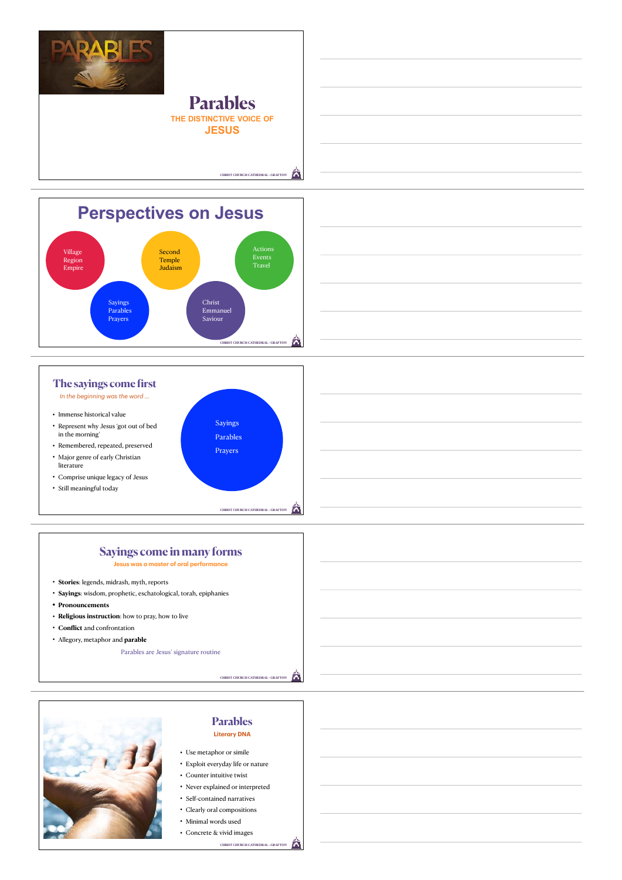# Parables

THE DISTINCTIVE VOICE OF **JESUS**

## Perspectives on Jesus

- Village, Region, Empire
- Second Temple Judaism
- Actions, Events, Travel
- Sayings, Parables, Prayers
- Christ, Emmanuel, Saviour

## The sayings come first

*In the beginning was the word …*

- Immense historical value
- Represent why Jesus 'got out of bed in the morning'
- Remembered, repeated, preserved
- Major genre of early Christian literature
- Comprise unique legacy of Jesus
- Still meaningful today

Sayings
Parables
Prayers

## Sayings come in many forms

**Jesus was a master of oral performance**

- **Stories**: legends, midrash, myth, reports
- **Sayings**: wisdom, prophetic, eschatological, torah, epiphanies
- **Pronouncements**
- **Religious instruction**: how to pray, how to live
- **Conflict** and confrontation
- Allegory, metaphor and **parable**

Parables are Jesus' signature routine

## Parables

**Literary DNA**

- Use metaphor or simile
- Exploit everyday life or nature
- Counter intuitive twist
- Never explained or interpreted
- Self-contained narratives
- Clearly oral compositions
- Minimal words used
- Concrete & vivid images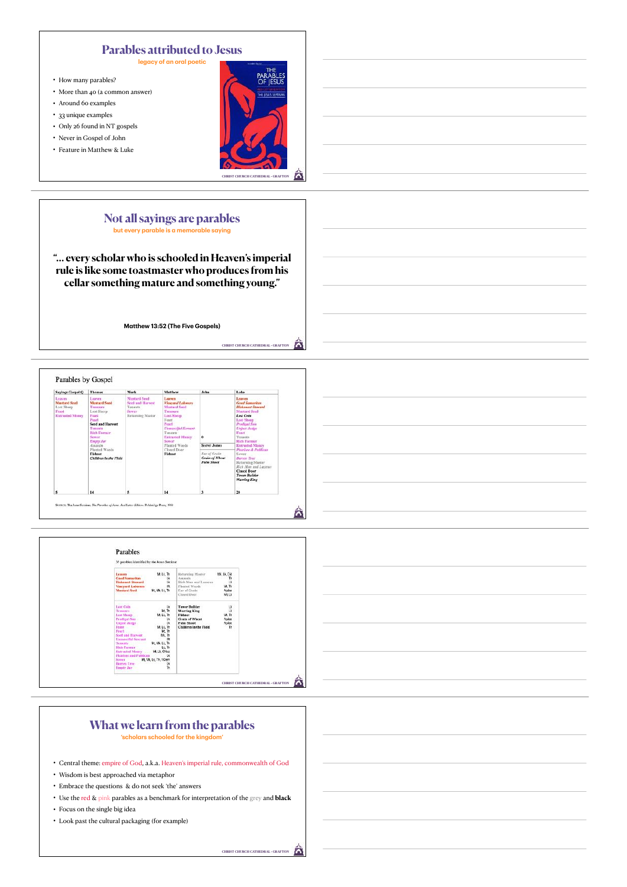## Parables attributed to Jesus

legacy of an oral poetic

- How many parables?
- More than 40 (a common answer)
- Around 60 examples
- 33 unique examples
- Only 26 found in NT gospels
- Never in Gospel of John
- Feature in Matthew & Luke

CHRIST CHURCH CATHEDRAL · GRAFTON

## Not all sayings are parables

but every parable is a memorable saying

**"... every scholar who is schooled in Heaven's imperial rule is like some toastmaster who produces from his cellar something mature and something young."**

**Matthew 13:52 (The Five Gospels)**

CHRIST CHURCH CATHEDRAL · GRAFTON

## Parables by Gospel

| Sayings Gospel Q | Thomas | Mark | Matthew | John | Luke |
|---|---|---|---|---|---|
| Leaven<br>Mustard Seed<br>Lost Sheep<br>Feast<br>Entrusted Money | Leaven<br>Mustard Seed<br>Treasure<br>Lost Sheep<br>Feast<br>Pearl<br>Seed and Harvest<br>Tenants<br>Rich Farmer<br>Sower<br>Empty Jar<br>Assassin<br>Planted Weeds<br>Fishnet<br>Children in the Field | Mustard Seed<br>Seed and Harvest<br>Tenants<br>Sower<br>Returning Master | Leaven<br>Vineyard Labourers<br>Mustard Seed<br>Treasure<br>Lost Sheep<br>Feast<br>Pearl<br>Unmerciful Servant<br>Tenants<br>Entrusted Money<br>Sower<br>Planted Weeds<br>Closed Door<br>Fishnet | 0<br><br>Secret James<br><br>Ear of Grain<br>Grain of Wheat<br>Palm Shoot | Leaven<br>Good Samaritan<br>Dishonest Steward<br>Mustard Seed<br>Lost Coin<br>Lost Sheep<br>Prodigal Son<br>Unjust Judge<br>Feast<br>Tenants<br>Rich Farmer<br>Entrusted Money<br>Pharisee & Publican<br>Sower<br>Barren Tree<br>Returning Master<br>Rich Man and Lazarus<br>Closed Door<br>Tower Builder<br>Warring King |
| 5 | 14 | 5 | 14 | 3 | 20 |

Source: The Jesus Seminar, *The Parables of Jesus. Red Letter Edition*. Polebridge Press, 1988

## Parables

33 parables identified by the Jesus Seminar

| Parable | Sources | Parable | Sources |
|---|---|---|---|
| Leaven | Mt, Lk, Th | Returning Master | Mk, Lk, Col |
| Good Samaritan | Lk | Assassin | Th |
| Dishonest Steward | Lk | Rich Man and Lazarus | Lk |
| Vineyard Labourers | Mt | Planted Weeds | Mt, Th |
| Mustard Seed | Mt, Mk, Lk, Th | Ear of Grain | ApJas |
| | | Closed Door | Mt, Lk |
| Lost Coin | Lk | Tower Builder | Lk |
| Treasure | Mt, Th | Warring King | Lk |
| Lost Sheep | Mt, Lk, Th | Fishnet | Mt, Th |
| Prodigal Son | Lk | Grain of Wheat | ApJas |
| Unjust Judge | Lk | Palm Shoot | ApJas |
| Feast | Mt, Lk, Th | Children in the Field | Th |
| Pearl | Mt, Th | | |
| Seed and Harvest | Mk, Th | | |
| Unmerciful Servant | Mt | | |
| Tenants | Mt, Mk, Lk, Th | | |
| Rich Farmer | Lk, Th | | |
| Entrusted Money | Mt, Lk, GNaz | | |
| Pharisee and Publican | Lk | | |
| Sower | Mt, Mk, Lk, Th, 1Clem | | |
| Barren Tree | Lk | | |
| Empty Jar | Th | | |

CHRIST CHURCH CATHEDRAL · GRAFTON

## What we learn from the parables

'scholars schooled for the kingdom'

- Central theme: empire of God, a.k.a. Heaven's imperial rule, commonwealth of God
- Wisdom is best approached via metaphor
- Embrace the questions & do not seek 'the' answers
- Use the red & pink parables as a benchmark for interpretation of the grey and **black**
- Focus on the single big idea
- Look past the cultural packaging (for example)

CHRIST CHURCH CATHEDRAL · GRAFTON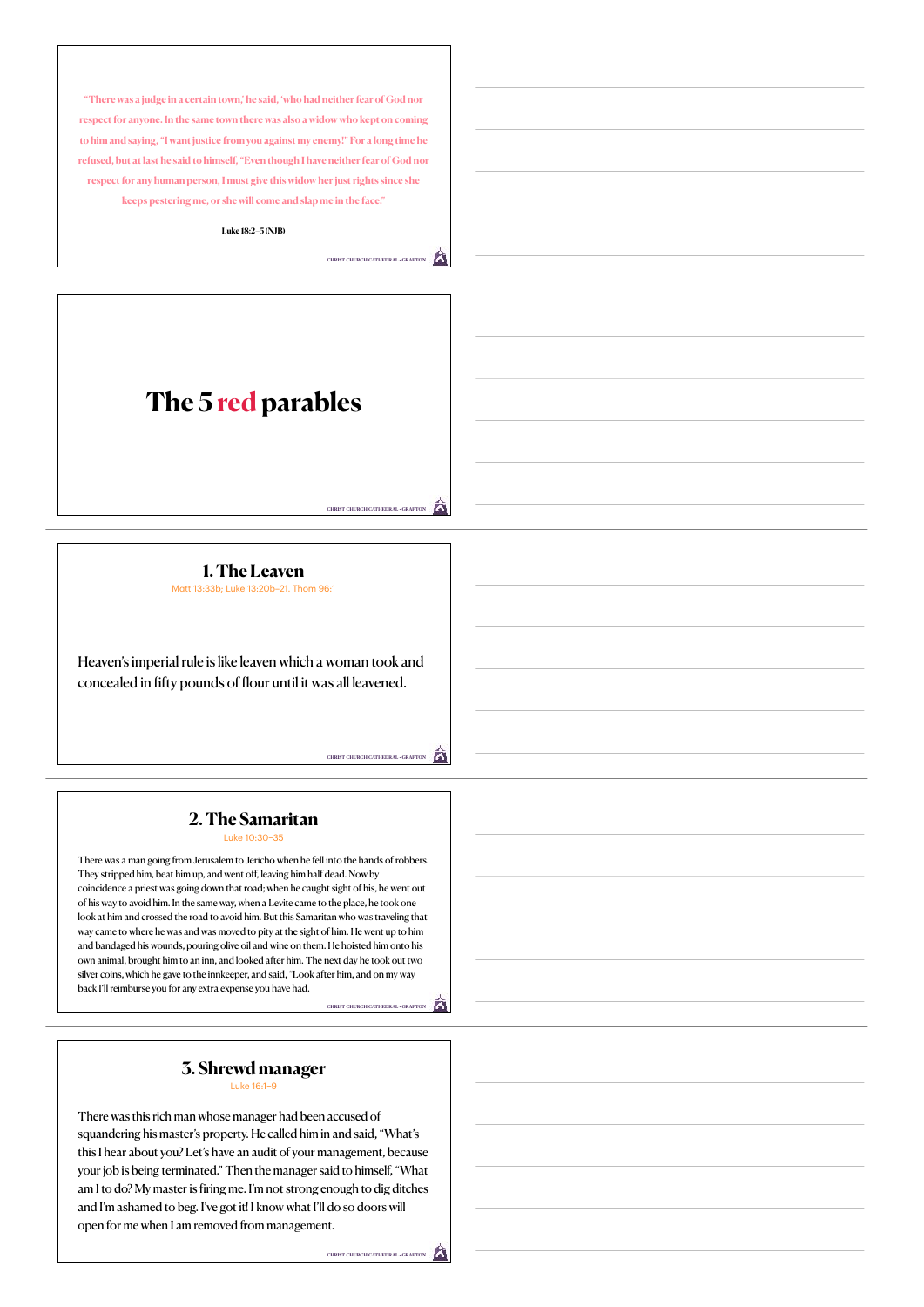"There was a judge in a certain town,' he said, 'who had neither fear of God nor respect for anyone. In the same town there was also a widow who kept on coming to him and saying, "I want justice from you against my enemy!" For a long time he refused, but at last he said to himself, "Even though I have neither fear of God nor respect for any human person, I must give this widow her just rights since she keeps pestering me, or she will come and slap me in the face."

**Luke 18:2–5 (NJB)**

# The 5 red parables

## 1. The Leaven

Matt 13:33b; Luke 13:20b–21. Thom 96:1

Heaven's imperial rule is like leaven which a woman took and concealed in fifty pounds of flour until it was all leavened.

## 2. The Samaritan

Luke 10:30–35

There was a man going from Jerusalem to Jericho when he fell into the hands of robbers. They stripped him, beat him up, and went off, leaving him half dead. Now by coincidence a priest was going down that road; when he caught sight of his, he went out of his way to avoid him. In the same way, when a Levite came to the place, he took one look at him and crossed the road to avoid him. But this Samaritan who was traveling that way came to where he was and was moved to pity at the sight of him. He went up to him and bandaged his wounds, pouring olive oil and wine on them. He hoisted him onto his own animal, brought him to an inn, and looked after him. The next day he took out two silver coins, which he gave to the innkeeper, and said, "Look after him, and on my way back I'll reimburse you for any extra expense you have had.

## 3. Shrewd manager

Luke 16:1–9

There was this rich man whose manager had been accused of squandering his master's property. He called him in and said, "What's this I hear about you? Let's have an audit of your management, because your job is being terminated." Then the manager said to himself, "What am I to do? My master is firing me. I'm not strong enough to dig ditches and I'm ashamed to beg. I've got it! I know what I'll do so doors will open for me when I am removed from management.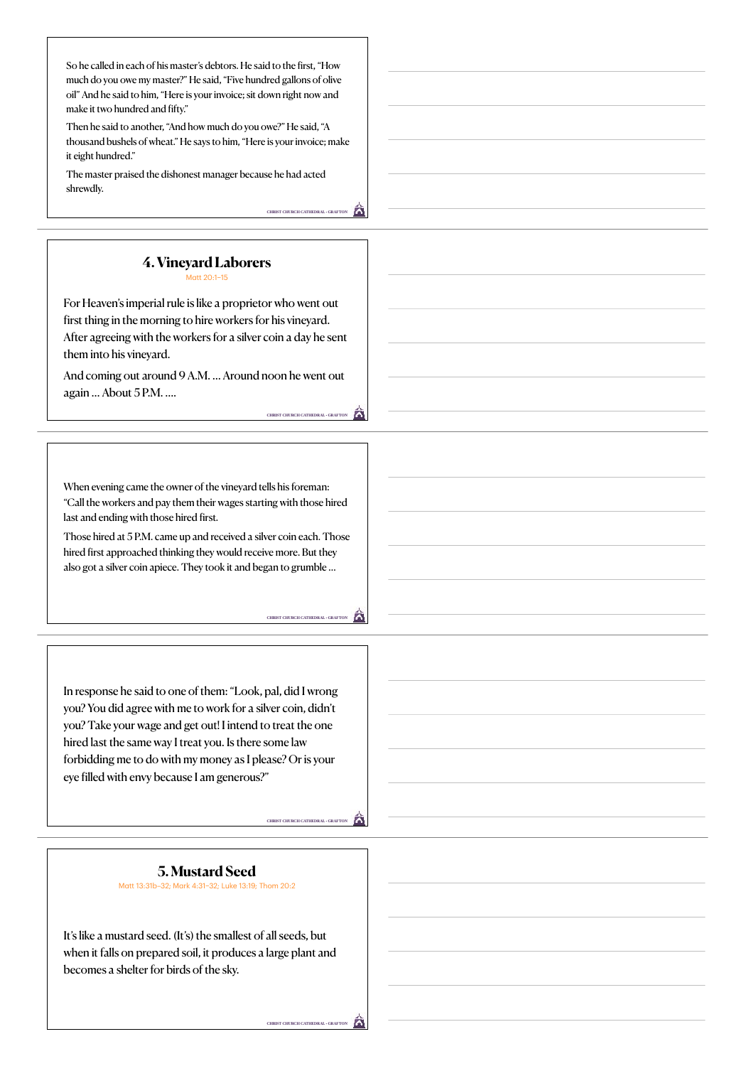So he called in each of his master's debtors. He said to the first, "How much do you owe my master?" He said, "Five hundred gallons of olive oil" And he said to him, "Here is your invoice; sit down right now and make it two hundred and fifty."

Then he said to another, "And how much do you owe?" He said, "A thousand bushels of wheat." He says to him, "Here is your invoice; make it eight hundred."

The master praised the dishonest manager because he had acted shrewdly.

## 4. Vineyard Laborers

Matt 20:1–15

For Heaven's imperial rule is like a proprietor who went out first thing in the morning to hire workers for his vineyard. After agreeing with the workers for a silver coin a day he sent them into his vineyard.

And coming out around 9 A.M. … Around noon he went out again … About 5 P.M. ….

When evening came the owner of the vineyard tells his foreman: "Call the workers and pay them their wages starting with those hired last and ending with those hired first.

Those hired at 5 P.M. came up and received a silver coin each. Those hired first approached thinking they would receive more. But they also got a silver coin apiece. They took it and began to grumble …

In response he said to one of them: "Look, pal, did I wrong you? You did agree with me to work for a silver coin, didn't you? Take your wage and get out! I intend to treat the one hired last the same way I treat you. Is there some law forbidding me to do with my money as I please? Or is your eye filled with envy because I am generous?"

## 5. Mustard Seed

Matt 13:31b–32; Mark 4:31–32; Luke 13:19; Thom 20:2

It's like a mustard seed. (It's) the smallest of all seeds, but when it falls on prepared soil, it produces a large plant and becomes a shelter for birds of the sky.